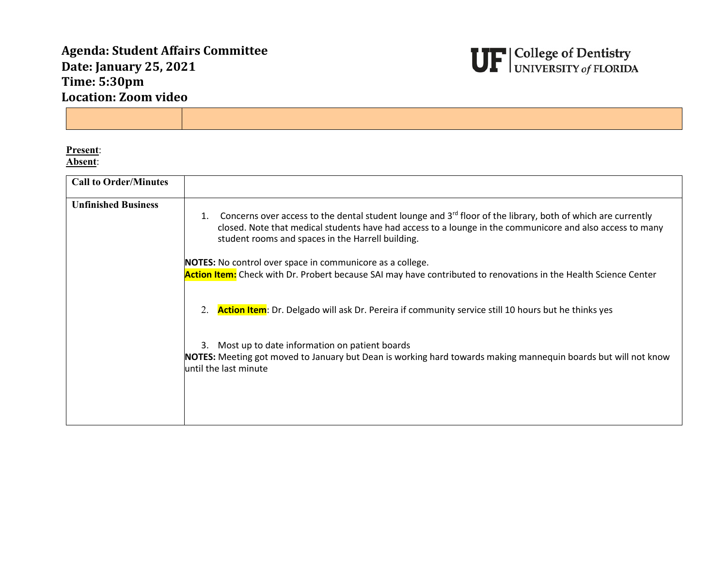**Agenda: Student Affairs Committee**
**Date: January 25, 2021**
**Time: 5:30pm**
**Location: Zoom video**

UF | College of Dentistry
UNIVERSITY of FLORIDA

| | |
|---|---|

**Present**:
**Absent**:

| **Call to Order/Minutes** | |
|---|---|
| **Unfinished Business** | 1. Concerns over access to the dental student lounge and 3rd floor of the library, both of which are currently closed. Note that medical students have had access to a lounge in the communicore and also access to many student rooms and spaces in the Harrell building.<br><br>**NOTES:** No control over space in communicore as a college.<br>**Action Item:** Check with Dr. Probert because SAI may have contributed to renovations in the Health Science Center<br><br>2. **Action Item**: Dr. Delgado will ask Dr. Pereira if community service still 10 hours but he thinks yes<br><br>3. Most up to date information on patient boards<br>**NOTES:** Meeting got moved to January but Dean is working hard towards making mannequin boards but will not know until the last minute |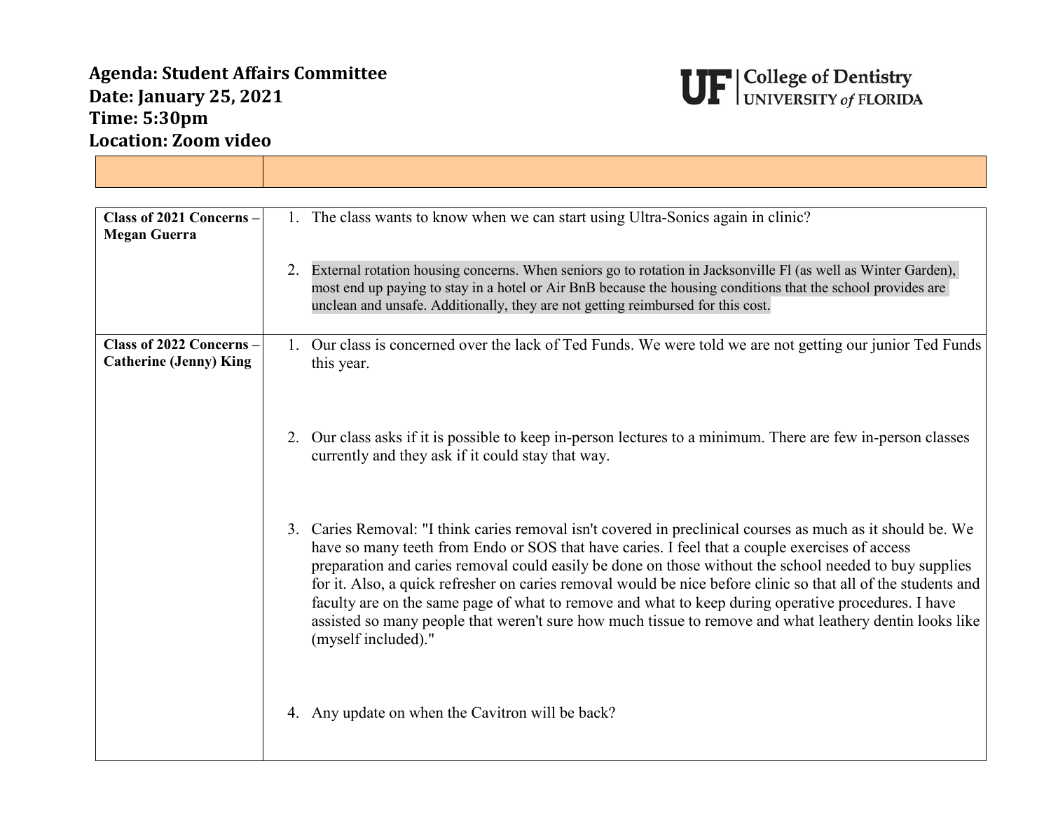**Agenda: Student Affairs Committee**
**Date: January 25, 2021**
**Time: 5:30pm**
**Location: Zoom video**

UF | College of Dentistry
UNIVERSITY *of* FLORIDA

| | |
|---|---|
| **Class of 2021 Concerns – Megan Guerra** | 1. The class wants to know when we can start using Ultra-Sonics again in clinic?<br><br>2. External rotation housing concerns. When seniors go to rotation in Jacksonville Fl (as well as Winter Garden), most end up paying to stay in a hotel or Air BnB because the housing conditions that the school provides are unclean and unsafe. Additionally, they are not getting reimbursed for this cost. |
| **Class of 2022 Concerns – Catherine (Jenny) King** | 1. Our class is concerned over the lack of Ted Funds. We were told we are not getting our junior Ted Funds this year.<br><br>2. Our class asks if it is possible to keep in-person lectures to a minimum. There are few in-person classes currently and they ask if it could stay that way.<br><br>3. Caries Removal: "I think caries removal isn't covered in preclinical courses as much as it should be. We have so many teeth from Endo or SOS that have caries. I feel that a couple exercises of access preparation and caries removal could easily be done on those without the school needed to buy supplies for it. Also, a quick refresher on caries removal would be nice before clinic so that all of the students and faculty are on the same page of what to remove and what to keep during operative procedures. I have assisted so many people that weren't sure how much tissue to remove and what leathery dentin looks like (myself included)."<br><br>4. Any update on when the Cavitron will be back? |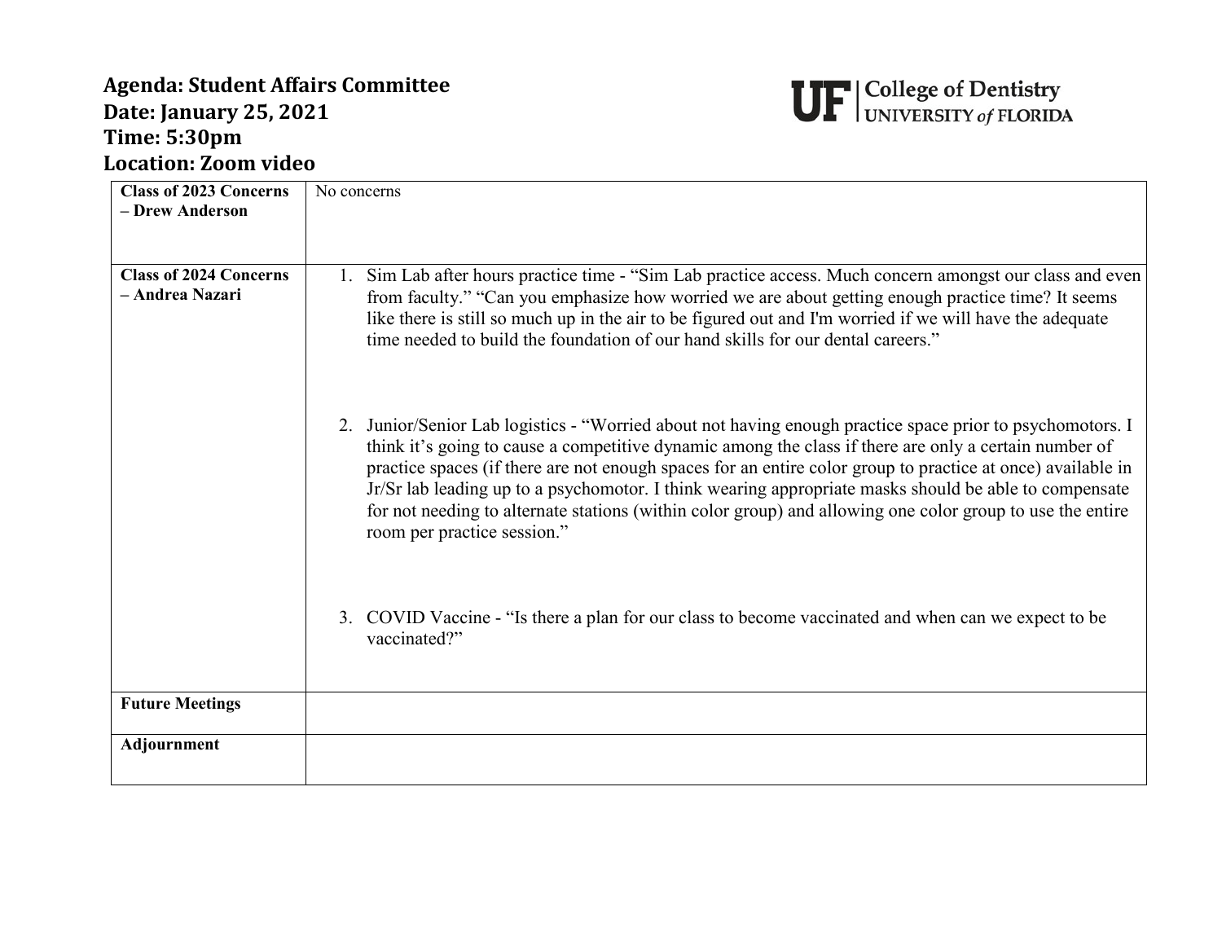**Agenda: Student Affairs Committee**
**Date: January 25, 2021**
**Time: 5:30pm**
**Location: Zoom video**

UF | College of Dentistry
UNIVERSITY *of* FLORIDA

| | |
|---|---|
| **Class of 2023 Concerns – Drew Anderson** | No concerns |
| **Class of 2024 Concerns – Andrea Nazari** | 1. Sim Lab after hours practice time - "Sim Lab practice access. Much concern amongst our class and even from faculty." "Can you emphasize how worried we are about getting enough practice time? It seems like there is still so much up in the air to be figured out and I'm worried if we will have the adequate time needed to build the foundation of our hand skills for our dental careers."<br><br>2. Junior/Senior Lab logistics - "Worried about not having enough practice space prior to psychomotors. I think it's going to cause a competitive dynamic among the class if there are only a certain number of practice spaces (if there are not enough spaces for an entire color group to practice at once) available in Jr/Sr lab leading up to a psychomotor. I think wearing appropriate masks should be able to compensate for not needing to alternate stations (within color group) and allowing one color group to use the entire room per practice session."<br><br>3. COVID Vaccine - "Is there a plan for our class to become vaccinated and when can we expect to be vaccinated?" |
| **Future Meetings** | |
| **Adjournment** | |